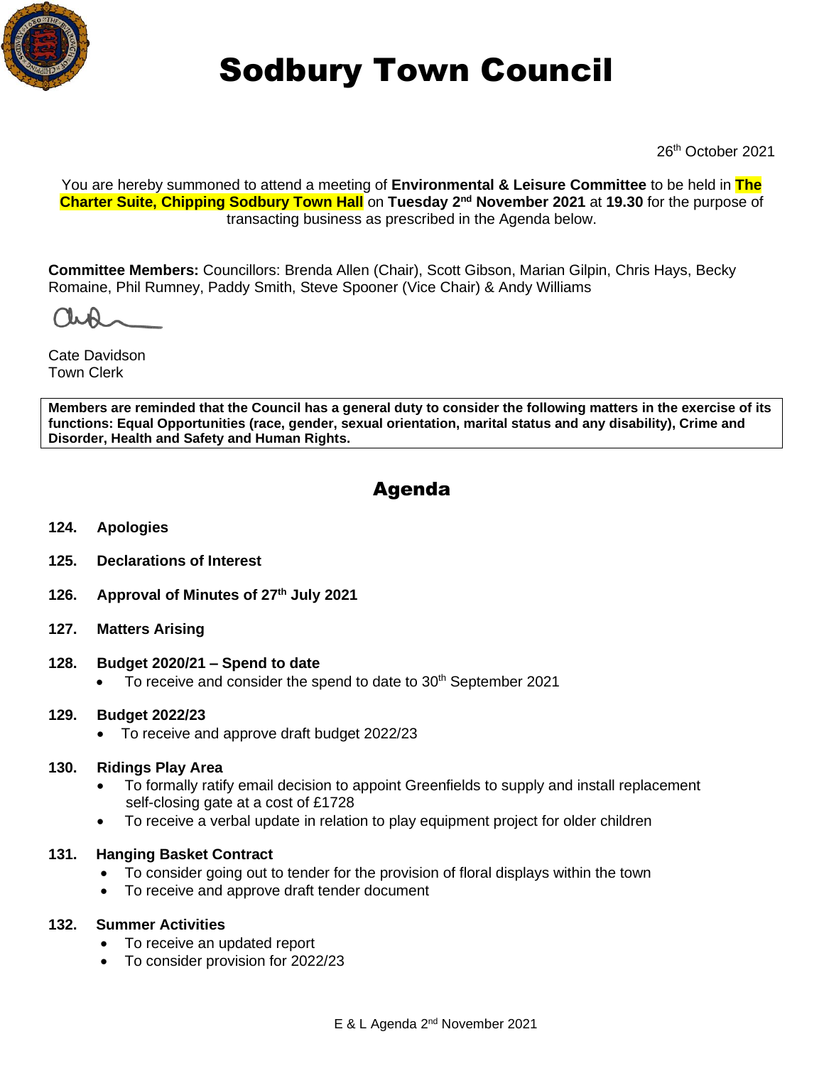# Sodbury Town Council

26th October 2021

You are hereby summoned to attend a meeting of **Environmental & Leisure Committee** to be held in **The Charter Suite, Chipping Sodbury Town Hall** on **Tuesday 2nd November 2021** at **19.30** for the purpose of transacting business as prescribed in the Agenda below.

**Committee Members:** Councillors: Brenda Allen (Chair), Scott Gibson, Marian Gilpin, Chris Hays, Becky Romaine, Phil Rumney, Paddy Smith, Steve Spooner (Vice Chair) & Andy Williams

Cate Davidson
Town Clerk

**Members are reminded that the Council has a general duty to consider the following matters in the exercise of its functions: Equal Opportunities (race, gender, sexual orientation, marital status and any disability), Crime and Disorder, Health and Safety and Human Rights.**

## Agenda

**124. Apologies**

**125. Declarations of Interest**

**126. Approval of Minutes of 27th July 2021**

**127. Matters Arising**

**128. Budget 2020/21 – Spend to date**

- To receive and consider the spend to date to 30th September 2021

**129. Budget 2022/23**

- To receive and approve draft budget 2022/23

**130. Ridings Play Area**

- To formally ratify email decision to appoint Greenfields to supply and install replacement self-closing gate at a cost of £1728
- To receive a verbal update in relation to play equipment project for older children

**131. Hanging Basket Contract**

- To consider going out to tender for the provision of floral displays within the town
- To receive and approve draft tender document

**132. Summer Activities**

- To receive an updated report
- To consider provision for 2022/23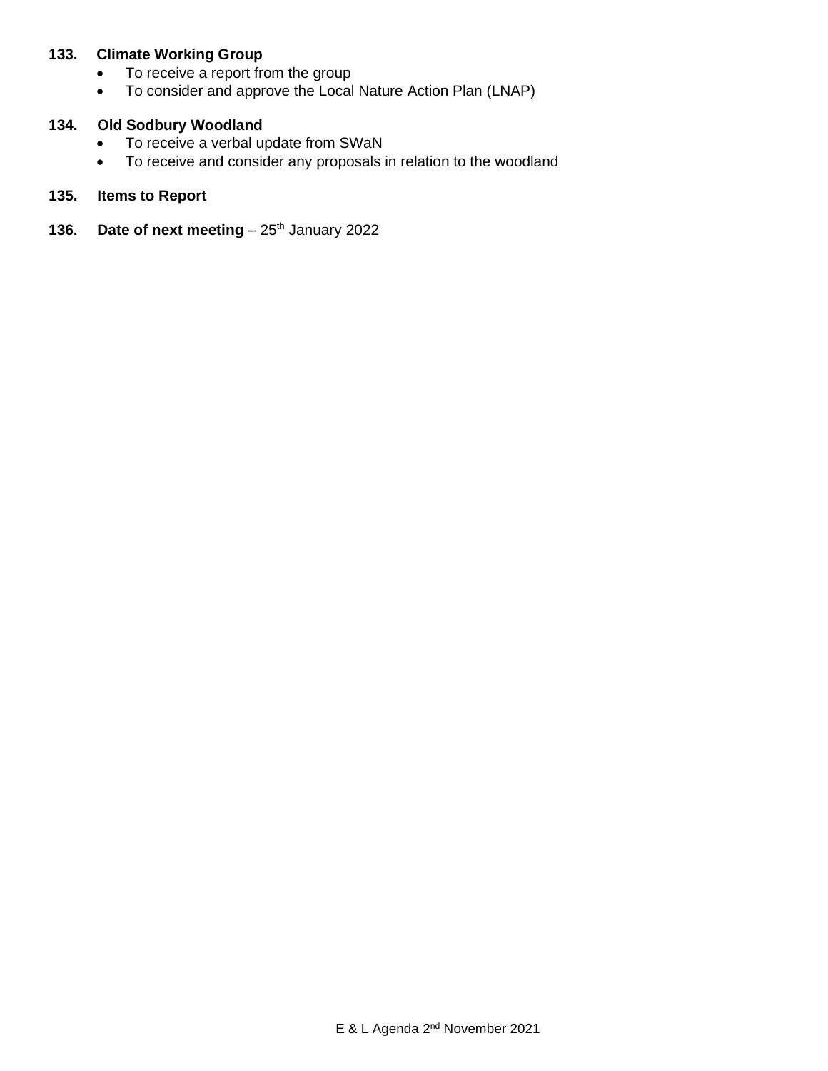**133. Climate Working Group**

- To receive a report from the group
- To consider and approve the Local Nature Action Plan (LNAP)

**134. Old Sodbury Woodland**

- To receive a verbal update from SWaN
- To receive and consider any proposals in relation to the woodland

**135. Items to Report**

**136. Date of next meeting** – 25th January 2022